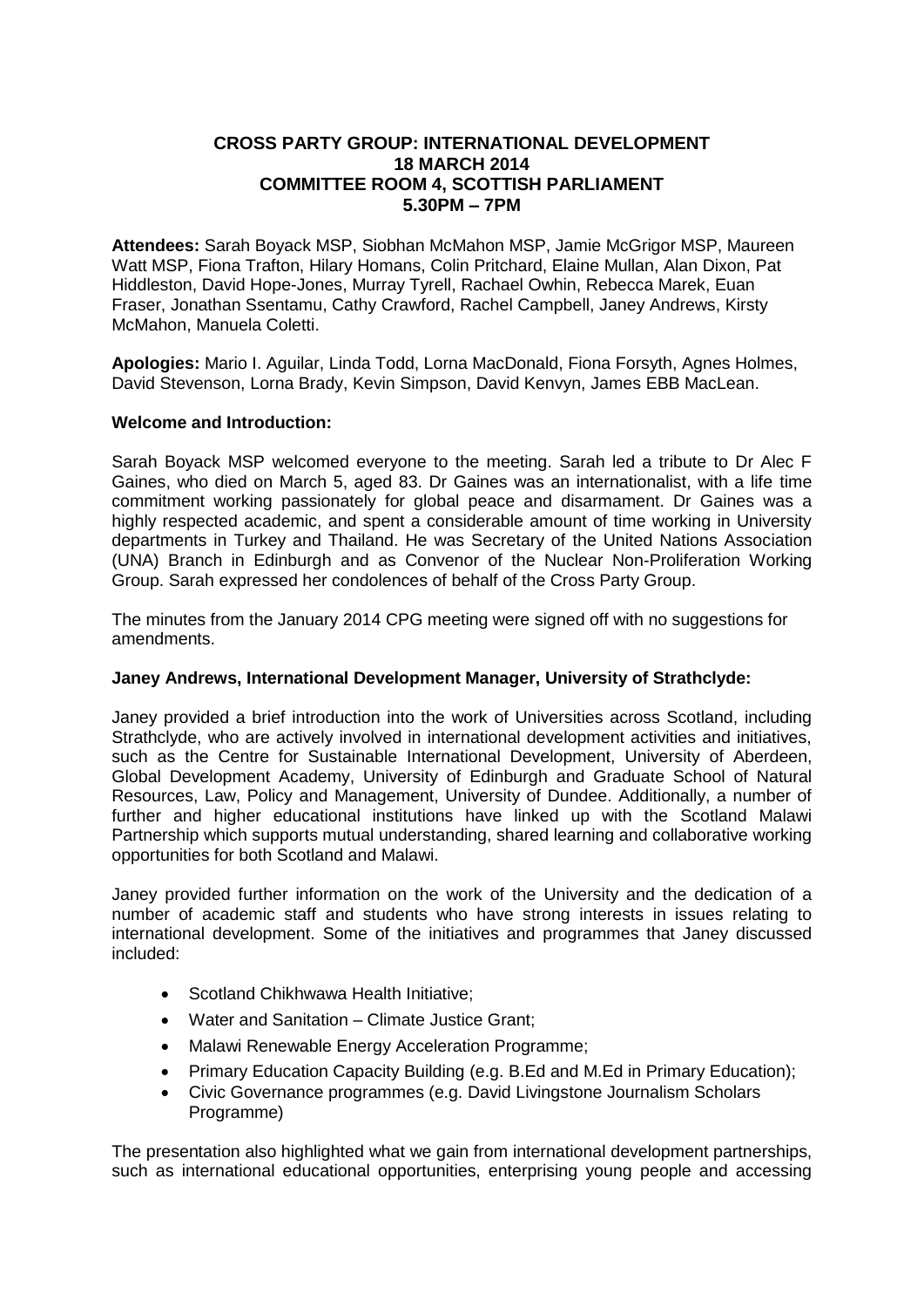**CROSS PARTY GROUP: INTERNATIONAL DEVELOPMENT**
**18 MARCH 2014**
**COMMITTEE ROOM 4, SCOTTISH PARLIAMENT**
**5.30PM – 7PM**

**Attendees:** Sarah Boyack MSP, Siobhan McMahon MSP, Jamie McGrigor MSP, Maureen Watt MSP, Fiona Trafton, Hilary Homans, Colin Pritchard, Elaine Mullan, Alan Dixon, Pat Hiddleston, David Hope-Jones, Murray Tyrell, Rachael Owhin, Rebecca Marek, Euan Fraser, Jonathan Ssentamu, Cathy Crawford, Rachel Campbell, Janey Andrews, Kirsty McMahon, Manuela Coletti.

**Apologies:** Mario I. Aguilar, Linda Todd, Lorna MacDonald, Fiona Forsyth, Agnes Holmes, David Stevenson, Lorna Brady, Kevin Simpson, David Kenvyn, James EBB MacLean.

**Welcome and Introduction:**

Sarah Boyack MSP welcomed everyone to the meeting. Sarah led a tribute to Dr Alec F Gaines, who died on March 5, aged 83. Dr Gaines was an internationalist, with a life time commitment working passionately for global peace and disarmament. Dr Gaines was a highly respected academic, and spent a considerable amount of time working in University departments in Turkey and Thailand. He was Secretary of the United Nations Association (UNA) Branch in Edinburgh and as Convenor of the Nuclear Non-Proliferation Working Group. Sarah expressed her condolences of behalf of the Cross Party Group.

The minutes from the January 2014 CPG meeting were signed off with no suggestions for amendments.

**Janey Andrews, International Development Manager, University of Strathclyde:**

Janey provided a brief introduction into the work of Universities across Scotland, including Strathclyde, who are actively involved in international development activities and initiatives, such as the Centre for Sustainable International Development, University of Aberdeen, Global Development Academy, University of Edinburgh and Graduate School of Natural Resources, Law, Policy and Management, University of Dundee. Additionally, a number of further and higher educational institutions have linked up with the Scotland Malawi Partnership which supports mutual understanding, shared learning and collaborative working opportunities for both Scotland and Malawi.

Janey provided further information on the work of the University and the dedication of a number of academic staff and students who have strong interests in issues relating to international development. Some of the initiatives and programmes that Janey discussed included:

- Scotland Chikhwawa Health Initiative;
- Water and Sanitation – Climate Justice Grant;
- Malawi Renewable Energy Acceleration Programme;
- Primary Education Capacity Building (e.g. B.Ed and M.Ed in Primary Education);
- Civic Governance programmes (e.g. David Livingstone Journalism Scholars Programme)

The presentation also highlighted what we gain from international development partnerships, such as international educational opportunities, enterprising young people and accessing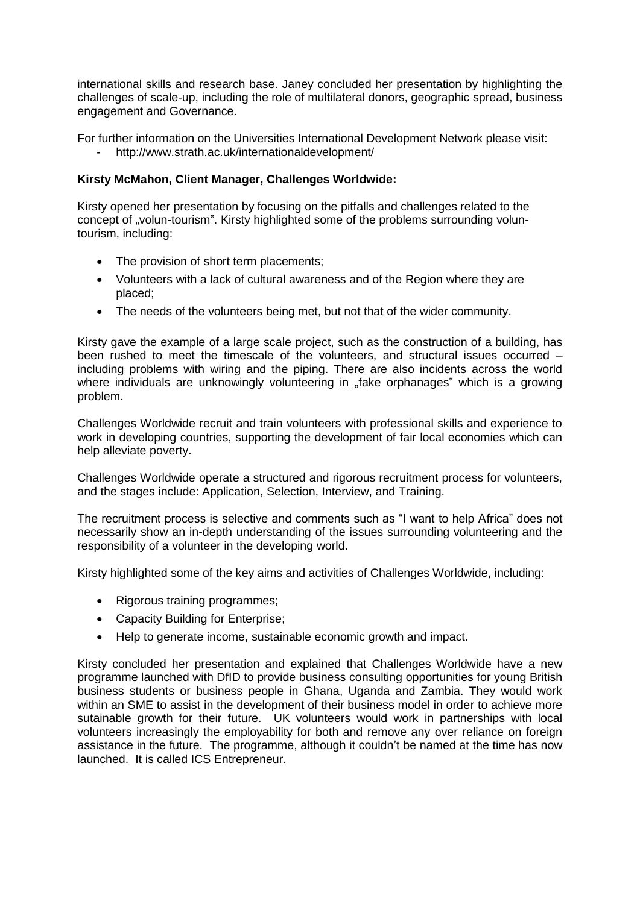international skills and research base. Janey concluded her presentation by highlighting the challenges of scale-up, including the role of multilateral donors, geographic spread, business engagement and Governance.

For further information on the Universities International Development Network please visit:

- http://www.strath.ac.uk/internationaldevelopment/

**Kirsty McMahon, Client Manager, Challenges Worldwide:**

Kirsty opened her presentation by focusing on the pitfalls and challenges related to the concept of „volun-tourism". Kirsty highlighted some of the problems surrounding volun-tourism, including:

- The provision of short term placements;
- Volunteers with a lack of cultural awareness and of the Region where they are placed;
- The needs of the volunteers being met, but not that of the wider community.

Kirsty gave the example of a large scale project, such as the construction of a building, has been rushed to meet the timescale of the volunteers, and structural issues occurred – including problems with wiring and the piping. There are also incidents across the world where individuals are unknowingly volunteering in „fake orphanages" which is a growing problem.

Challenges Worldwide recruit and train volunteers with professional skills and experience to work in developing countries, supporting the development of fair local economies which can help alleviate poverty.

Challenges Worldwide operate a structured and rigorous recruitment process for volunteers, and the stages include: Application, Selection, Interview, and Training.

The recruitment process is selective and comments such as "I want to help Africa" does not necessarily show an in-depth understanding of the issues surrounding volunteering and the responsibility of a volunteer in the developing world.

Kirsty highlighted some of the key aims and activities of Challenges Worldwide, including:

- Rigorous training programmes;
- Capacity Building for Enterprise;
- Help to generate income, sustainable economic growth and impact.

Kirsty concluded her presentation and explained that Challenges Worldwide have a new programme launched with DfID to provide business consulting opportunities for young British business students or business people in Ghana, Uganda and Zambia. They would work within an SME to assist in the development of their business model in order to achieve more sutainable growth for their future. UK volunteers would work in partnerships with local volunteers increasingly the employability for both and remove any over reliance on foreign assistance in the future. The programme, although it couldn't be named at the time has now launched. It is called ICS Entrepreneur.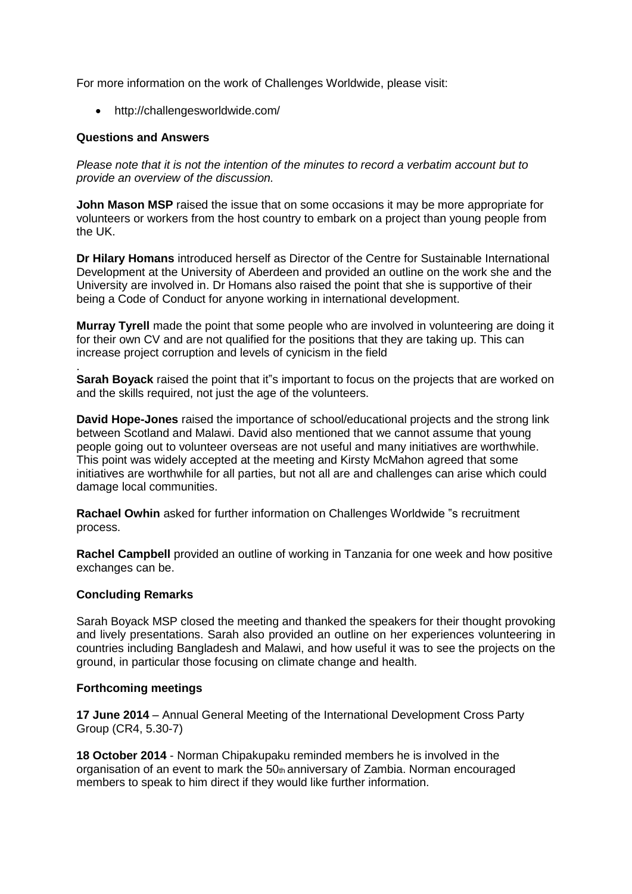For more information on the work of Challenges Worldwide, please visit:

- http://challengesworldwide.com/

**Questions and Answers**

*Please note that it is not the intention of the minutes to record a verbatim account but to provide an overview of the discussion.*

**John Mason MSP** raised the issue that on some occasions it may be more appropriate for volunteers or workers from the host country to embark on a project than young people from the UK.

**Dr Hilary Homans** introduced herself as Director of the Centre for Sustainable International Development at the University of Aberdeen and provided an outline on the work she and the University are involved in. Dr Homans also raised the point that she is supportive of their being a Code of Conduct for anyone working in international development.

**Murray Tyrell** made the point that some people who are involved in volunteering are doing it for their own CV and are not qualified for the positions that they are taking up. This can increase project corruption and levels of cynicism in the field

.

**Sarah Boyack** raised the point that it"s important to focus on the projects that are worked on and the skills required, not just the age of the volunteers.

**David Hope-Jones** raised the importance of school/educational projects and the strong link between Scotland and Malawi. David also mentioned that we cannot assume that young people going out to volunteer overseas are not useful and many initiatives are worthwhile. This point was widely accepted at the meeting and Kirsty McMahon agreed that some initiatives are worthwhile for all parties, but not all are and challenges can arise which could damage local communities.

**Rachael Owhin** asked for further information on Challenges Worldwide "s recruitment process.

**Rachel Campbell** provided an outline of working in Tanzania for one week and how positive exchanges can be.

**Concluding Remarks**

Sarah Boyack MSP closed the meeting and thanked the speakers for their thought provoking and lively presentations. Sarah also provided an outline on her experiences volunteering in countries including Bangladesh and Malawi, and how useful it was to see the projects on the ground, in particular those focusing on climate change and health.

**Forthcoming meetings**

**17 June 2014** – Annual General Meeting of the International Development Cross Party Group (CR4, 5.30-7)

**18 October 2014** - Norman Chipakupaku reminded members he is involved in the organisation of an event to mark the 50th anniversary of Zambia. Norman encouraged members to speak to him direct if they would like further information.